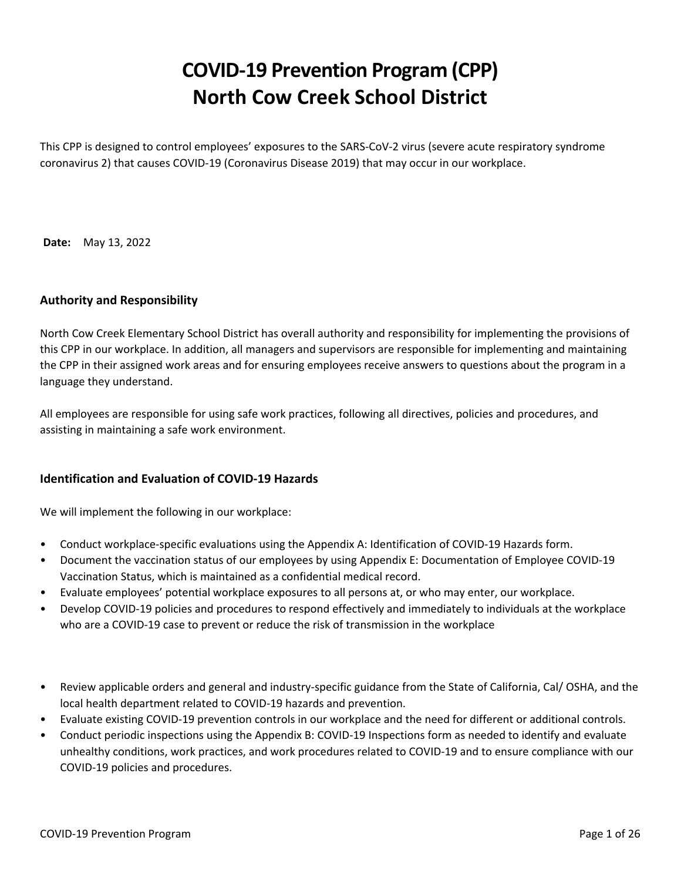# COVID-19 Prevention Program (CPP)
# North Cow Creek School District

This CPP is designed to control employees' exposures to the SARS-CoV-2 virus (severe acute respiratory syndrome coronavirus 2) that causes COVID-19 (Coronavirus Disease 2019) that may occur in our workplace.

**Date:** May 13, 2022

### Authority and Responsibility

North Cow Creek Elementary School District has overall authority and responsibility for implementing the provisions of this CPP in our workplace. In addition, all managers and supervisors are responsible for implementing and maintaining the CPP in their assigned work areas and for ensuring employees receive answers to questions about the program in a language they understand.

All employees are responsible for using safe work practices, following all directives, policies and procedures, and assisting in maintaining a safe work environment.

### Identification and Evaluation of COVID-19 Hazards

We will implement the following in our workplace:

- Conduct workplace-specific evaluations using the Appendix A: Identification of COVID-19 Hazards form.
- Document the vaccination status of our employees by using Appendix E: Documentation of Employee COVID-19 Vaccination Status, which is maintained as a confidential medical record.
- Evaluate employees' potential workplace exposures to all persons at, or who may enter, our workplace.
- Develop COVID-19 policies and procedures to respond effectively and immediately to individuals at the workplace who are a COVID-19 case to prevent or reduce the risk of transmission in the workplace
- Review applicable orders and general and industry-specific guidance from the State of California, Cal/ OSHA, and the local health department related to COVID-19 hazards and prevention.
- Evaluate existing COVID-19 prevention controls in our workplace and the need for different or additional controls.
- Conduct periodic inspections using the Appendix B: COVID-19 Inspections form as needed to identify and evaluate unhealthy conditions, work practices, and work procedures related to COVID-19 and to ensure compliance with our COVID-19 policies and procedures.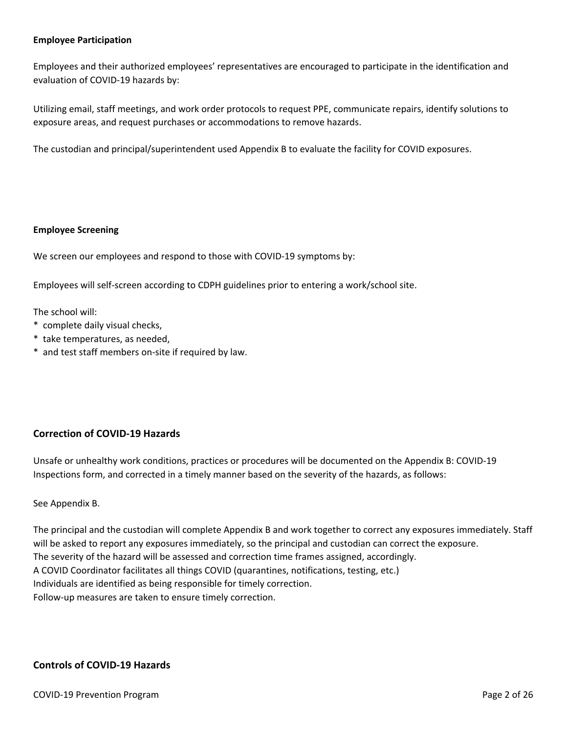**Employee Participation**

Employees and their authorized employees' representatives are encouraged to participate in the identification and evaluation of COVID-19 hazards by:

Utilizing email, staff meetings, and work order protocols to request PPE, communicate repairs, identify solutions to exposure areas, and request purchases or accommodations to remove hazards.

The custodian and principal/superintendent used Appendix B to evaluate the facility for COVID exposures.

**Employee Screening**

We screen our employees and respond to those with COVID-19 symptoms by:

Employees will self-screen according to CDPH guidelines prior to entering a work/school site.

The school will:
* complete daily visual checks,
* take temperatures, as needed,
* and test staff members on-site if required by law.

## Correction of COVID-19 Hazards

Unsafe or unhealthy work conditions, practices or procedures will be documented on the Appendix B: COVID-19 Inspections form, and corrected in a timely manner based on the severity of the hazards, as follows:

See Appendix B.

The principal and the custodian will complete Appendix B and work together to correct any exposures immediately. Staff will be asked to report any exposures immediately, so the principal and custodian can correct the exposure.
The severity of the hazard will be assessed and correction time frames assigned, accordingly.
A COVID Coordinator facilitates all things COVID (quarantines, notifications, testing, etc.)
Individuals are identified as being responsible for timely correction.
Follow-up measures are taken to ensure timely correction.

## Controls of COVID-19 Hazards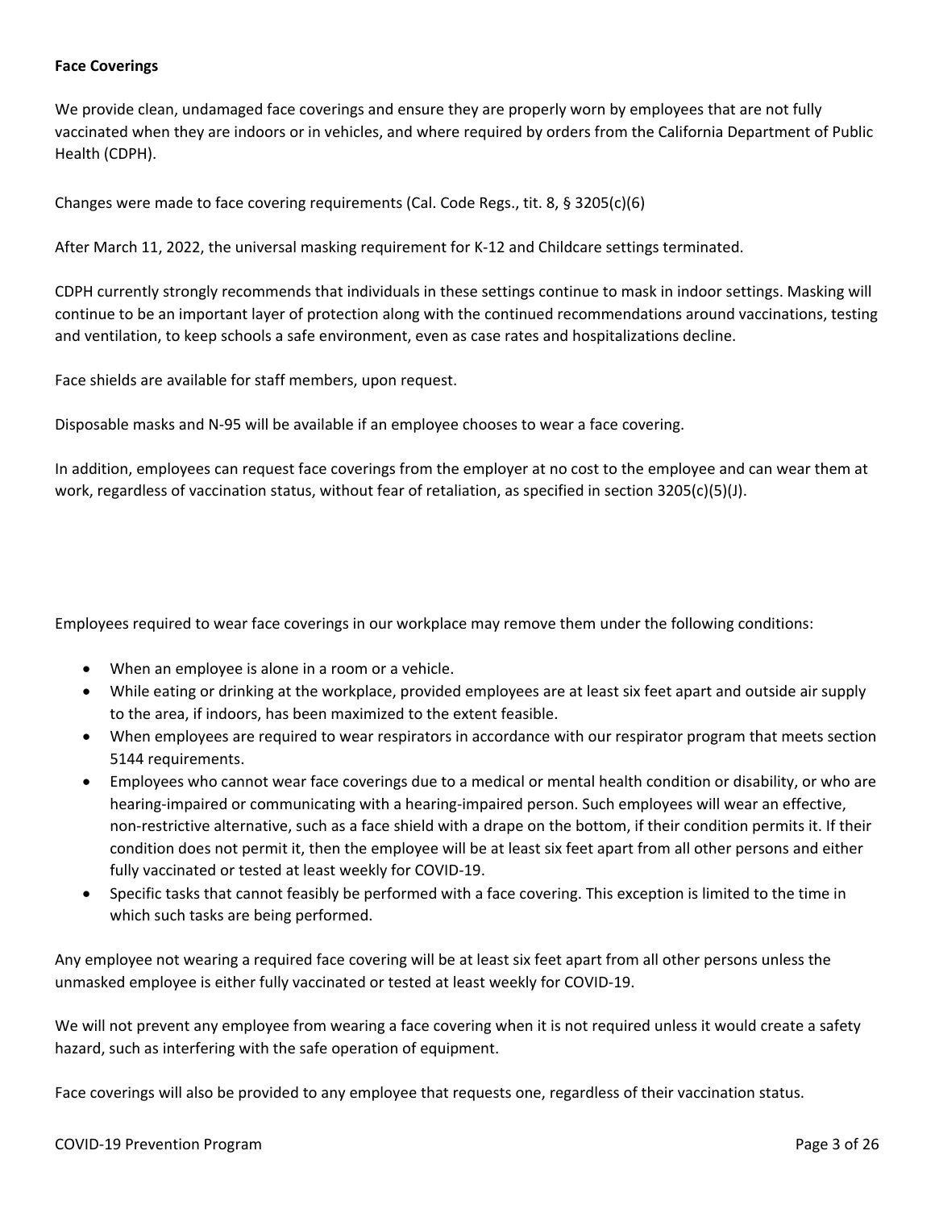**Face Coverings**

We provide clean, undamaged face coverings and ensure they are properly worn by employees that are not fully vaccinated when they are indoors or in vehicles, and where required by orders from the California Department of Public Health (CDPH).

Changes were made to face covering requirements (Cal. Code Regs., tit. 8, § 3205(c)(6)

After March 11, 2022, the universal masking requirement for K-12 and Childcare settings terminated.

CDPH currently strongly recommends that individuals in these settings continue to mask in indoor settings. Masking will continue to be an important layer of protection along with the continued recommendations around vaccinations, testing and ventilation, to keep schools a safe environment, even as case rates and hospitalizations decline.

Face shields are available for staff members, upon request.

Disposable masks and N-95 will be available if an employee chooses to wear a face covering.

In addition, employees can request face coverings from the employer at no cost to the employee and can wear them at work, regardless of vaccination status, without fear of retaliation, as specified in section 3205(c)(5)(J).

Employees required to wear face coverings in our workplace may remove them under the following conditions:

- When an employee is alone in a room or a vehicle.
- While eating or drinking at the workplace, provided employees are at least six feet apart and outside air supply to the area, if indoors, has been maximized to the extent feasible.
- When employees are required to wear respirators in accordance with our respirator program that meets section 5144 requirements.
- Employees who cannot wear face coverings due to a medical or mental health condition or disability, or who are hearing-impaired or communicating with a hearing-impaired person. Such employees will wear an effective, non-restrictive alternative, such as a face shield with a drape on the bottom, if their condition permits it. If their condition does not permit it, then the employee will be at least six feet apart from all other persons and either fully vaccinated or tested at least weekly for COVID-19.
- Specific tasks that cannot feasibly be performed with a face covering. This exception is limited to the time in which such tasks are being performed.

Any employee not wearing a required face covering will be at least six feet apart from all other persons unless the unmasked employee is either fully vaccinated or tested at least weekly for COVID-19.

We will not prevent any employee from wearing a face covering when it is not required unless it would create a safety hazard, such as interfering with the safe operation of equipment.

Face coverings will also be provided to any employee that requests one, regardless of their vaccination status.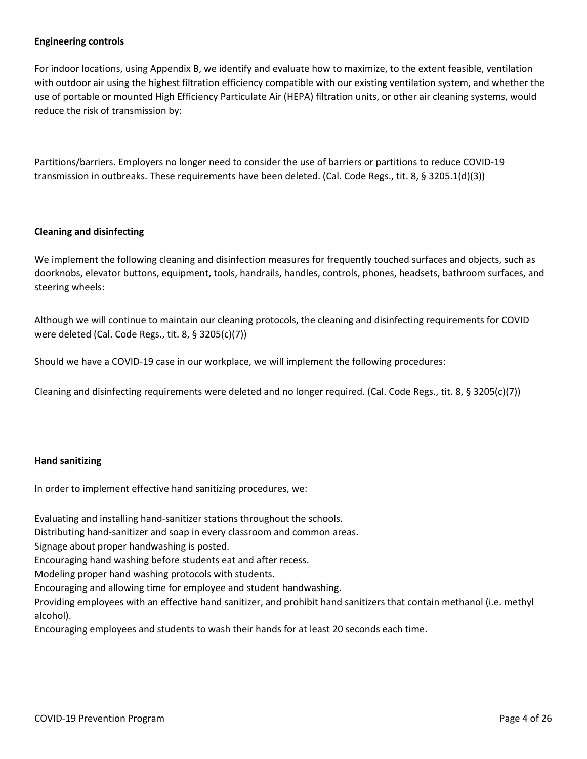**Engineering controls**

For indoor locations, using Appendix B, we identify and evaluate how to maximize, to the extent feasible, ventilation with outdoor air using the highest filtration efficiency compatible with our existing ventilation system, and whether the use of portable or mounted High Efficiency Particulate Air (HEPA) filtration units, or other air cleaning systems, would reduce the risk of transmission by:

Partitions/barriers. Employers no longer need to consider the use of barriers or partitions to reduce COVID-19 transmission in outbreaks. These requirements have been deleted. (Cal. Code Regs., tit. 8, § 3205.1(d)(3))

**Cleaning and disinfecting**

We implement the following cleaning and disinfection measures for frequently touched surfaces and objects, such as doorknobs, elevator buttons, equipment, tools, handrails, handles, controls, phones, headsets, bathroom surfaces, and steering wheels:

Although we will continue to maintain our cleaning protocols, the cleaning and disinfecting requirements for COVID were deleted (Cal. Code Regs., tit. 8, § 3205(c)(7))

Should we have a COVID-19 case in our workplace, we will implement the following procedures:

Cleaning and disinfecting requirements were deleted and no longer required. (Cal. Code Regs., tit. 8, § 3205(c)(7))

**Hand sanitizing**

In order to implement effective hand sanitizing procedures, we:

Evaluating and installing hand-sanitizer stations throughout the schools.
Distributing hand-sanitizer and soap in every classroom and common areas.
Signage about proper handwashing is posted.
Encouraging hand washing before students eat and after recess.
Modeling proper hand washing protocols with students.
Encouraging and allowing time for employee and student handwashing.
Providing employees with an effective hand sanitizer, and prohibit hand sanitizers that contain methanol (i.e. methyl alcohol).
Encouraging employees and students to wash their hands for at least 20 seconds each time.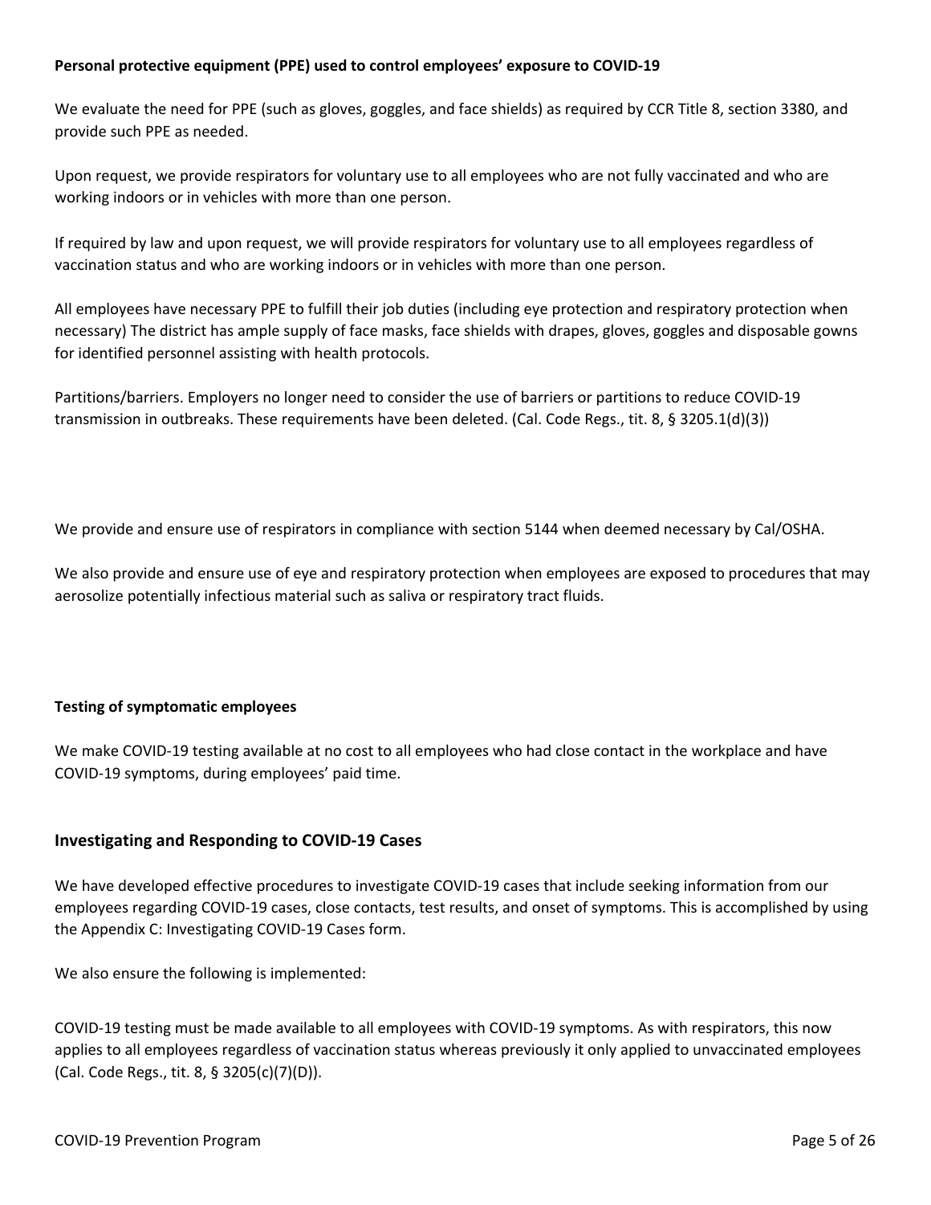**Personal protective equipment (PPE) used to control employees' exposure to COVID-19**

We evaluate the need for PPE (such as gloves, goggles, and face shields) as required by CCR Title 8, section 3380, and provide such PPE as needed.

Upon request, we provide respirators for voluntary use to all employees who are not fully vaccinated and who are working indoors or in vehicles with more than one person.

If required by law and upon request, we will provide respirators for voluntary use to all employees regardless of vaccination status and who are working indoors or in vehicles with more than one person.

All employees have necessary PPE to fulfill their job duties (including eye protection and respiratory protection when necessary) The district has ample supply of face masks, face shields with drapes, gloves, goggles and disposable gowns for identified personnel assisting with health protocols.

Partitions/barriers. Employers no longer need to consider the use of barriers or partitions to reduce COVID-19 transmission in outbreaks. These requirements have been deleted. (Cal. Code Regs., tit. 8, § 3205.1(d)(3))

We provide and ensure use of respirators in compliance with section 5144 when deemed necessary by Cal/OSHA.

We also provide and ensure use of eye and respiratory protection when employees are exposed to procedures that may aerosolize potentially infectious material such as saliva or respiratory tract fluids.

**Testing of symptomatic employees**

We make COVID-19 testing available at no cost to all employees who had close contact in the workplace and have COVID-19 symptoms, during employees' paid time.

## Investigating and Responding to COVID-19 Cases

We have developed effective procedures to investigate COVID-19 cases that include seeking information from our employees regarding COVID-19 cases, close contacts, test results, and onset of symptoms. This is accomplished by using the Appendix C: Investigating COVID-19 Cases form.

We also ensure the following is implemented:

COVID-19 testing must be made available to all employees with COVID-19 symptoms. As with respirators, this now applies to all employees regardless of vaccination status whereas previously it only applied to unvaccinated employees (Cal. Code Regs., tit. 8, § 3205(c)(7)(D)).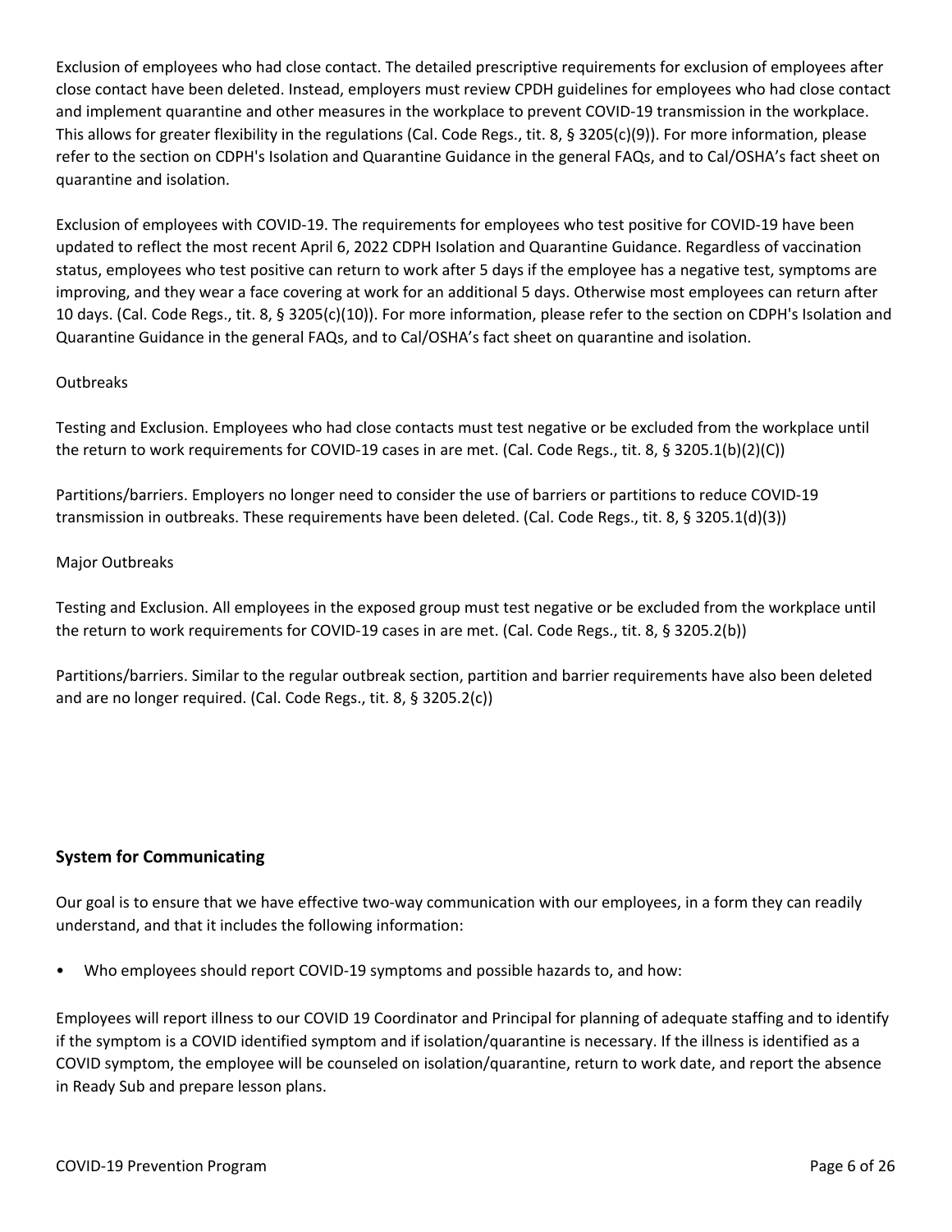Exclusion of employees who had close contact. The detailed prescriptive requirements for exclusion of employees after close contact have been deleted. Instead, employers must review CPDH guidelines for employees who had close contact and implement quarantine and other measures in the workplace to prevent COVID-19 transmission in the workplace. This allows for greater flexibility in the regulations (Cal. Code Regs., tit. 8, § 3205(c)(9)). For more information, please refer to the section on CDPH's Isolation and Quarantine Guidance in the general FAQs, and to Cal/OSHA's fact sheet on quarantine and isolation.

Exclusion of employees with COVID-19. The requirements for employees who test positive for COVID-19 have been updated to reflect the most recent April 6, 2022 CDPH Isolation and Quarantine Guidance. Regardless of vaccination status, employees who test positive can return to work after 5 days if the employee has a negative test, symptoms are improving, and they wear a face covering at work for an additional 5 days. Otherwise most employees can return after 10 days. (Cal. Code Regs., tit. 8, § 3205(c)(10)). For more information, please refer to the section on CDPH's Isolation and Quarantine Guidance in the general FAQs, and to Cal/OSHA's fact sheet on quarantine and isolation.

Outbreaks

Testing and Exclusion. Employees who had close contacts must test negative or be excluded from the workplace until the return to work requirements for COVID-19 cases in are met. (Cal. Code Regs., tit. 8, § 3205.1(b)(2)(C))

Partitions/barriers. Employers no longer need to consider the use of barriers or partitions to reduce COVID-19 transmission in outbreaks. These requirements have been deleted. (Cal. Code Regs., tit. 8, § 3205.1(d)(3))

Major Outbreaks

Testing and Exclusion. All employees in the exposed group must test negative or be excluded from the workplace until the return to work requirements for COVID-19 cases in are met. (Cal. Code Regs., tit. 8, § 3205.2(b))

Partitions/barriers. Similar to the regular outbreak section, partition and barrier requirements have also been deleted and are no longer required. (Cal. Code Regs., tit. 8, § 3205.2(c))

## System for Communicating

Our goal is to ensure that we have effective two-way communication with our employees, in a form they can readily understand, and that it includes the following information:

- Who employees should report COVID-19 symptoms and possible hazards to, and how:

Employees will report illness to our COVID 19 Coordinator and Principal for planning of adequate staffing and to identify if the symptom is a COVID identified symptom and if isolation/quarantine is necessary. If the illness is identified as a COVID symptom, the employee will be counseled on isolation/quarantine, return to work date, and report the absence in Ready Sub and prepare lesson plans.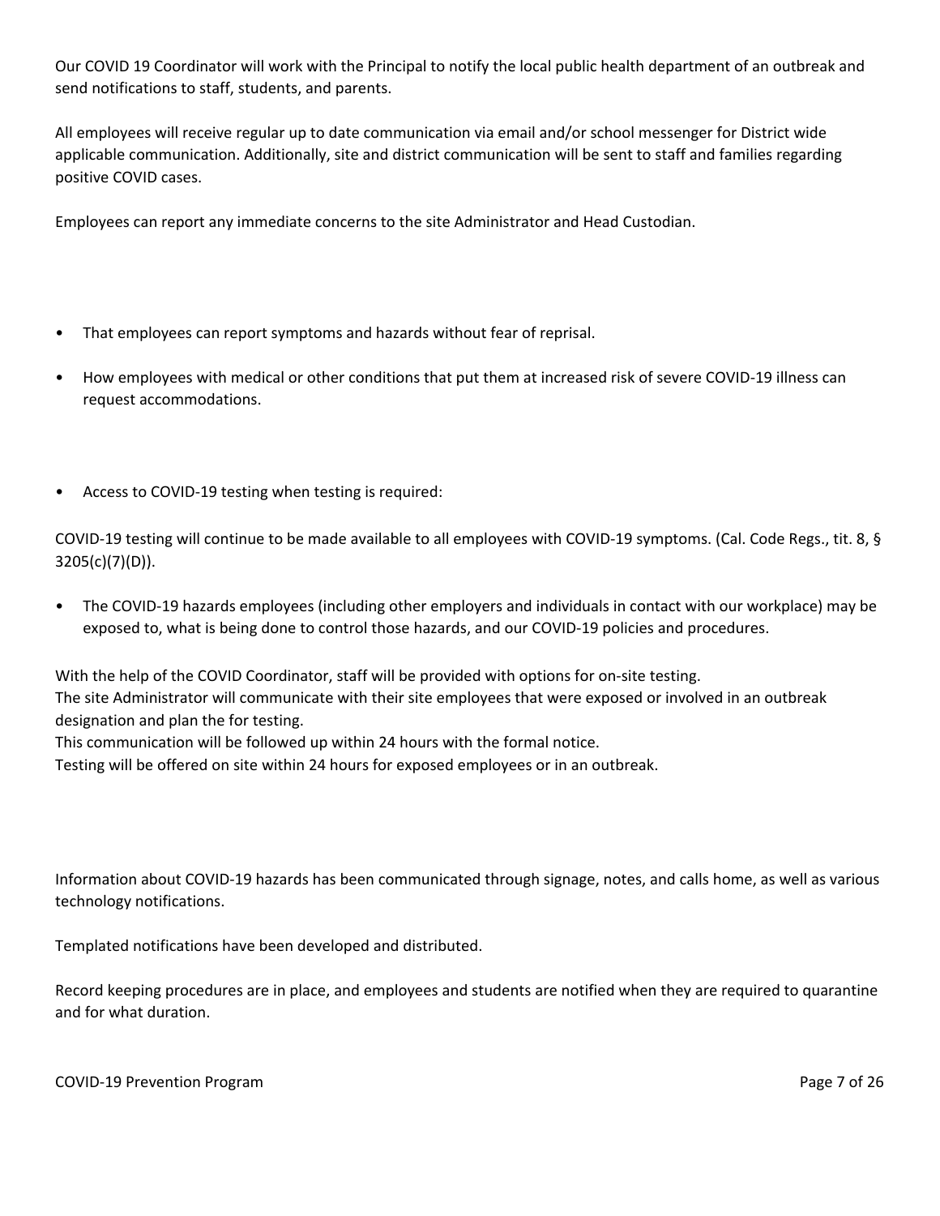Our COVID 19 Coordinator will work with the Principal to notify the local public health department of an outbreak and send notifications to staff, students, and parents.

All employees will receive regular up to date communication via email and/or school messenger for District wide applicable communication. Additionally, site and district communication will be sent to staff and families regarding positive COVID cases.

Employees can report any immediate concerns to the site Administrator and Head Custodian.

- That employees can report symptoms and hazards without fear of reprisal.
- How employees with medical or other conditions that put them at increased risk of severe COVID-19 illness can request accommodations.

- Access to COVID-19 testing when testing is required:

COVID-19 testing will continue to be made available to all employees with COVID-19 symptoms. (Cal. Code Regs., tit. 8, § 3205(c)(7)(D)).

- The COVID-19 hazards employees (including other employers and individuals in contact with our workplace) may be exposed to, what is being done to control those hazards, and our COVID-19 policies and procedures.

With the help of the COVID Coordinator, staff will be provided with options for on-site testing.
The site Administrator will communicate with their site employees that were exposed or involved in an outbreak designation and plan the for testing.
This communication will be followed up within 24 hours with the formal notice.
Testing will be offered on site within 24 hours for exposed employees or in an outbreak.

Information about COVID-19 hazards has been communicated through signage, notes, and calls home, as well as various technology notifications.

Templated notifications have been developed and distributed.

Record keeping procedures are in place, and employees and students are notified when they are required to quarantine and for what duration.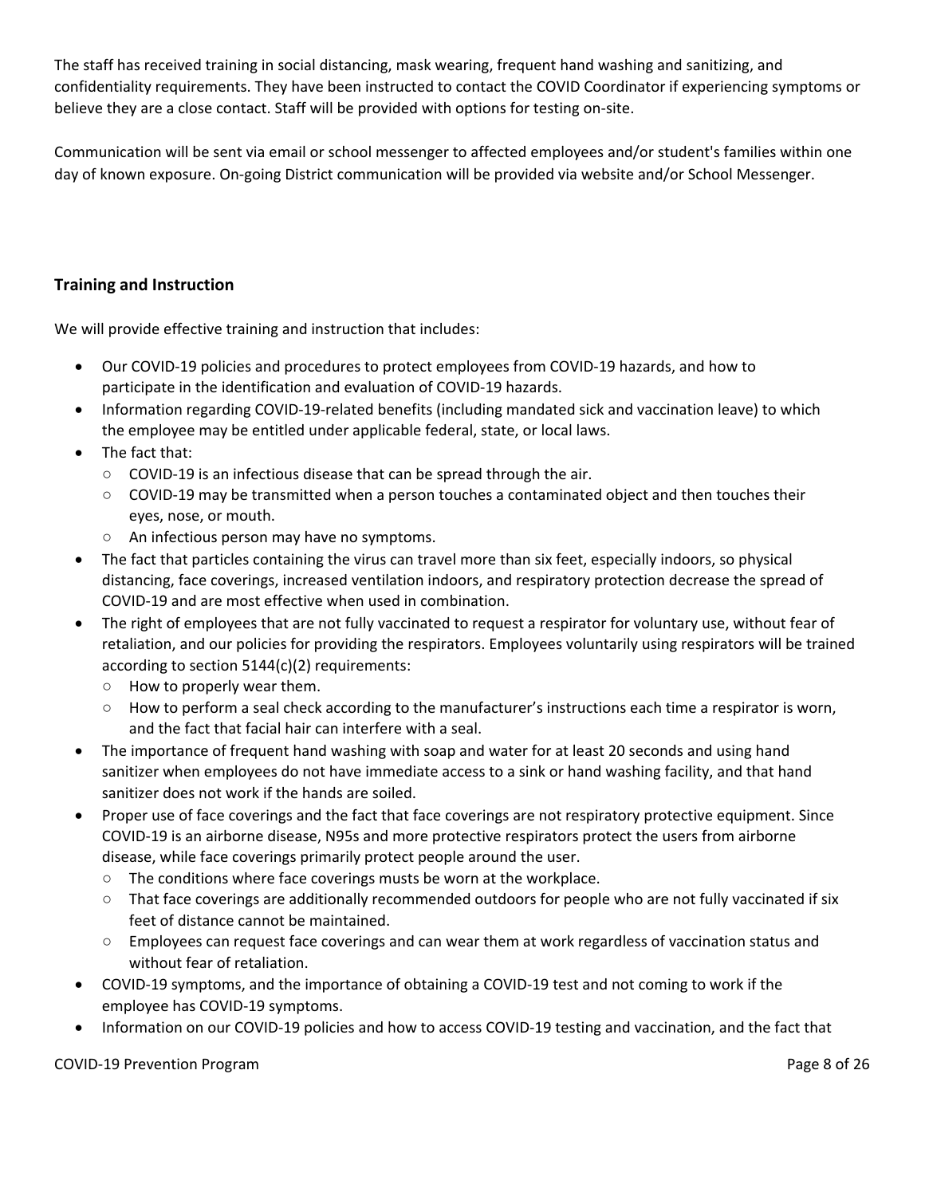The staff has received training in social distancing, mask wearing, frequent hand washing and sanitizing, and confidentiality requirements. They have been instructed to contact the COVID Coordinator if experiencing symptoms or believe they are a close contact. Staff will be provided with options for testing on-site.

Communication will be sent via email or school messenger to affected employees and/or student's families within one day of known exposure. On-going District communication will be provided via website and/or School Messenger.

## Training and Instruction

We will provide effective training and instruction that includes:

- Our COVID-19 policies and procedures to protect employees from COVID-19 hazards, and how to participate in the identification and evaluation of COVID-19 hazards.
- Information regarding COVID-19-related benefits (including mandated sick and vaccination leave) to which the employee may be entitled under applicable federal, state, or local laws.
- The fact that:
  - COVID-19 is an infectious disease that can be spread through the air.
  - COVID-19 may be transmitted when a person touches a contaminated object and then touches their eyes, nose, or mouth.
  - An infectious person may have no symptoms.
- The fact that particles containing the virus can travel more than six feet, especially indoors, so physical distancing, face coverings, increased ventilation indoors, and respiratory protection decrease the spread of COVID-19 and are most effective when used in combination.
- The right of employees that are not fully vaccinated to request a respirator for voluntary use, without fear of retaliation, and our policies for providing the respirators. Employees voluntarily using respirators will be trained according to section 5144(c)(2) requirements:
  - How to properly wear them.
  - How to perform a seal check according to the manufacturer's instructions each time a respirator is worn, and the fact that facial hair can interfere with a seal.
- The importance of frequent hand washing with soap and water for at least 20 seconds and using hand sanitizer when employees do not have immediate access to a sink or hand washing facility, and that hand sanitizer does not work if the hands are soiled.
- Proper use of face coverings and the fact that face coverings are not respiratory protective equipment. Since COVID-19 is an airborne disease, N95s and more protective respirators protect the users from airborne disease, while face coverings primarily protect people around the user.
  - The conditions where face coverings musts be worn at the workplace.
  - That face coverings are additionally recommended outdoors for people who are not fully vaccinated if six feet of distance cannot be maintained.
  - Employees can request face coverings and can wear them at work regardless of vaccination status and without fear of retaliation.
- COVID-19 symptoms, and the importance of obtaining a COVID-19 test and not coming to work if the employee has COVID-19 symptoms.
- Information on our COVID-19 policies and how to access COVID-19 testing and vaccination, and the fact that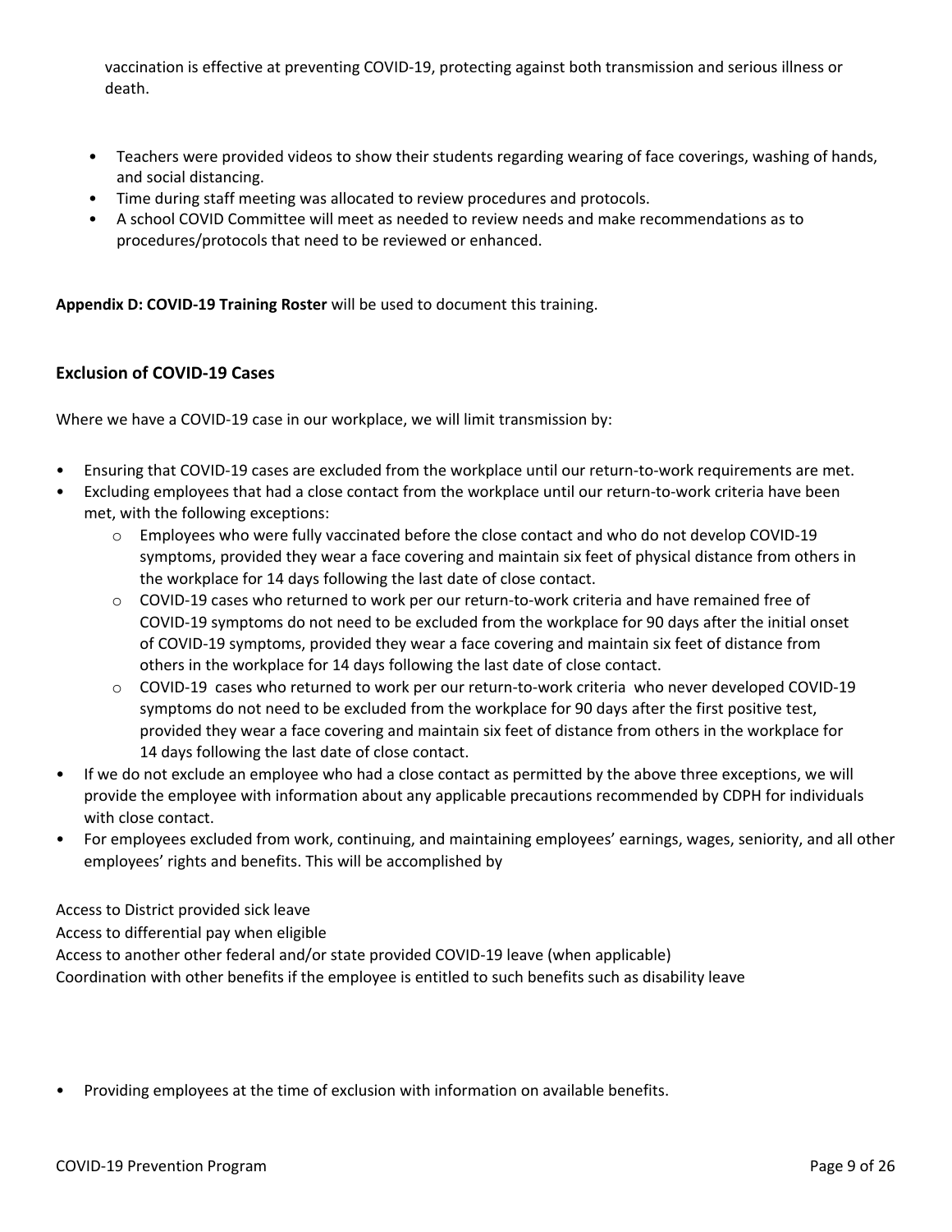vaccination is effective at preventing COVID-19, protecting against both transmission and serious illness or death.

- Teachers were provided videos to show their students regarding wearing of face coverings, washing of hands, and social distancing.
- Time during staff meeting was allocated to review procedures and protocols.
- A school COVID Committee will meet as needed to review needs and make recommendations as to procedures/protocols that need to be reviewed or enhanced.

**Appendix D: COVID-19 Training Roster** will be used to document this training.

### Exclusion of COVID-19 Cases

Where we have a COVID-19 case in our workplace, we will limit transmission by:

- Ensuring that COVID-19 cases are excluded from the workplace until our return-to-work requirements are met.
- Excluding employees that had a close contact from the workplace until our return-to-work criteria have been met, with the following exceptions:
  - Employees who were fully vaccinated before the close contact and who do not develop COVID-19 symptoms, provided they wear a face covering and maintain six feet of physical distance from others in the workplace for 14 days following the last date of close contact.
  - COVID-19 cases who returned to work per our return-to-work criteria and have remained free of COVID-19 symptoms do not need to be excluded from the workplace for 90 days after the initial onset of COVID-19 symptoms, provided they wear a face covering and maintain six feet of distance from others in the workplace for 14 days following the last date of close contact.
  - COVID-19 cases who returned to work per our return-to-work criteria who never developed COVID-19 symptoms do not need to be excluded from the workplace for 90 days after the first positive test, provided they wear a face covering and maintain six feet of distance from others in the workplace for 14 days following the last date of close contact.
- If we do not exclude an employee who had a close contact as permitted by the above three exceptions, we will provide the employee with information about any applicable precautions recommended by CDPH for individuals with close contact.
- For employees excluded from work, continuing, and maintaining employees' earnings, wages, seniority, and all other employees' rights and benefits. This will be accomplished by

Access to District provided sick leave
Access to differential pay when eligible
Access to another other federal and/or state provided COVID-19 leave (when applicable)
Coordination with other benefits if the employee is entitled to such benefits such as disability leave

- Providing employees at the time of exclusion with information on available benefits.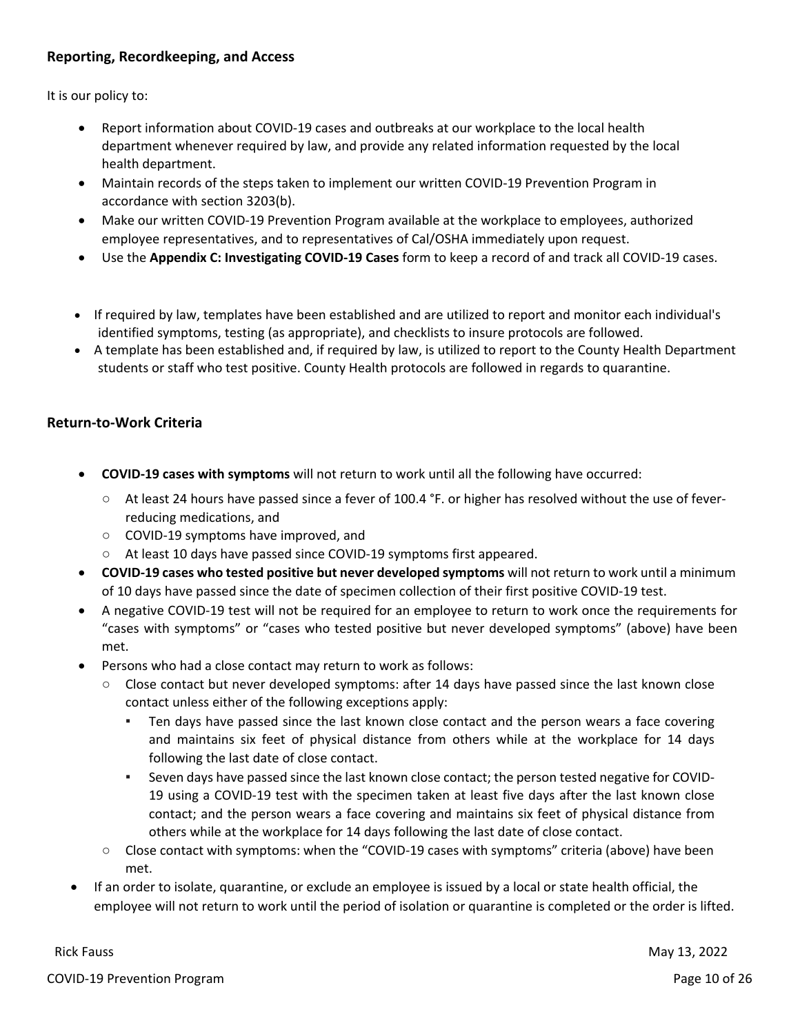## Reporting, Recordkeeping, and Access

It is our policy to:

- Report information about COVID-19 cases and outbreaks at our workplace to the local health department whenever required by law, and provide any related information requested by the local health department.
- Maintain records of the steps taken to implement our written COVID-19 Prevention Program in accordance with section 3203(b).
- Make our written COVID-19 Prevention Program available at the workplace to employees, authorized employee representatives, and to representatives of Cal/OSHA immediately upon request.
- Use the **Appendix C: Investigating COVID-19 Cases** form to keep a record of and track all COVID-19 cases.

- If required by law, templates have been established and are utilized to report and monitor each individual's identified symptoms, testing (as appropriate), and checklists to insure protocols are followed.
- A template has been established and, if required by law, is utilized to report to the County Health Department students or staff who test positive. County Health protocols are followed in regards to quarantine.

## Return-to-Work Criteria

- **COVID-19 cases with symptoms** will not return to work until all the following have occurred:
  - At least 24 hours have passed since a fever of 100.4 °F. or higher has resolved without the use of fever-reducing medications, and
  - COVID-19 symptoms have improved, and
  - At least 10 days have passed since COVID-19 symptoms first appeared.
- **COVID-19 cases who tested positive but never developed symptoms** will not return to work until a minimum of 10 days have passed since the date of specimen collection of their first positive COVID-19 test.
- A negative COVID-19 test will not be required for an employee to return to work once the requirements for "cases with symptoms" or "cases who tested positive but never developed symptoms" (above) have been met.
- Persons who had a close contact may return to work as follows:
  - Close contact but never developed symptoms: after 14 days have passed since the last known close contact unless either of the following exceptions apply:
    - Ten days have passed since the last known close contact and the person wears a face covering and maintains six feet of physical distance from others while at the workplace for 14 days following the last date of close contact.
    - Seven days have passed since the last known close contact; the person tested negative for COVID-19 using a COVID-19 test with the specimen taken at least five days after the last known close contact; and the person wears a face covering and maintains six feet of physical distance from others while at the workplace for 14 days following the last date of close contact.
  - Close contact with symptoms: when the "COVID-19 cases with symptoms" criteria (above) have been met.
- If an order to isolate, quarantine, or exclude an employee is issued by a local or state health official, the employee will not return to work until the period of isolation or quarantine is completed or the order is lifted.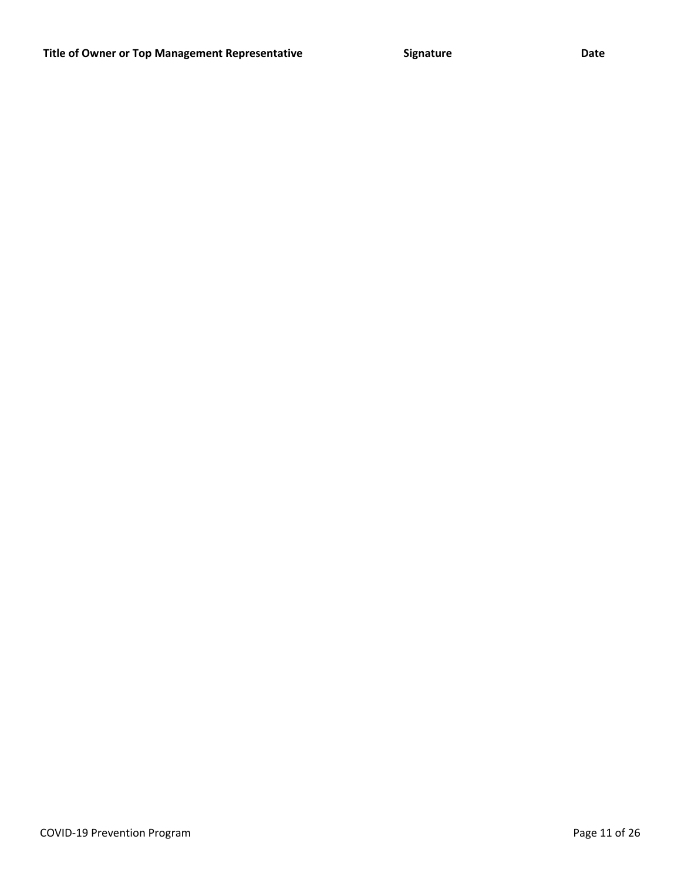| Title of Owner or Top Management Representative | Signature | Date |
|---|---|---|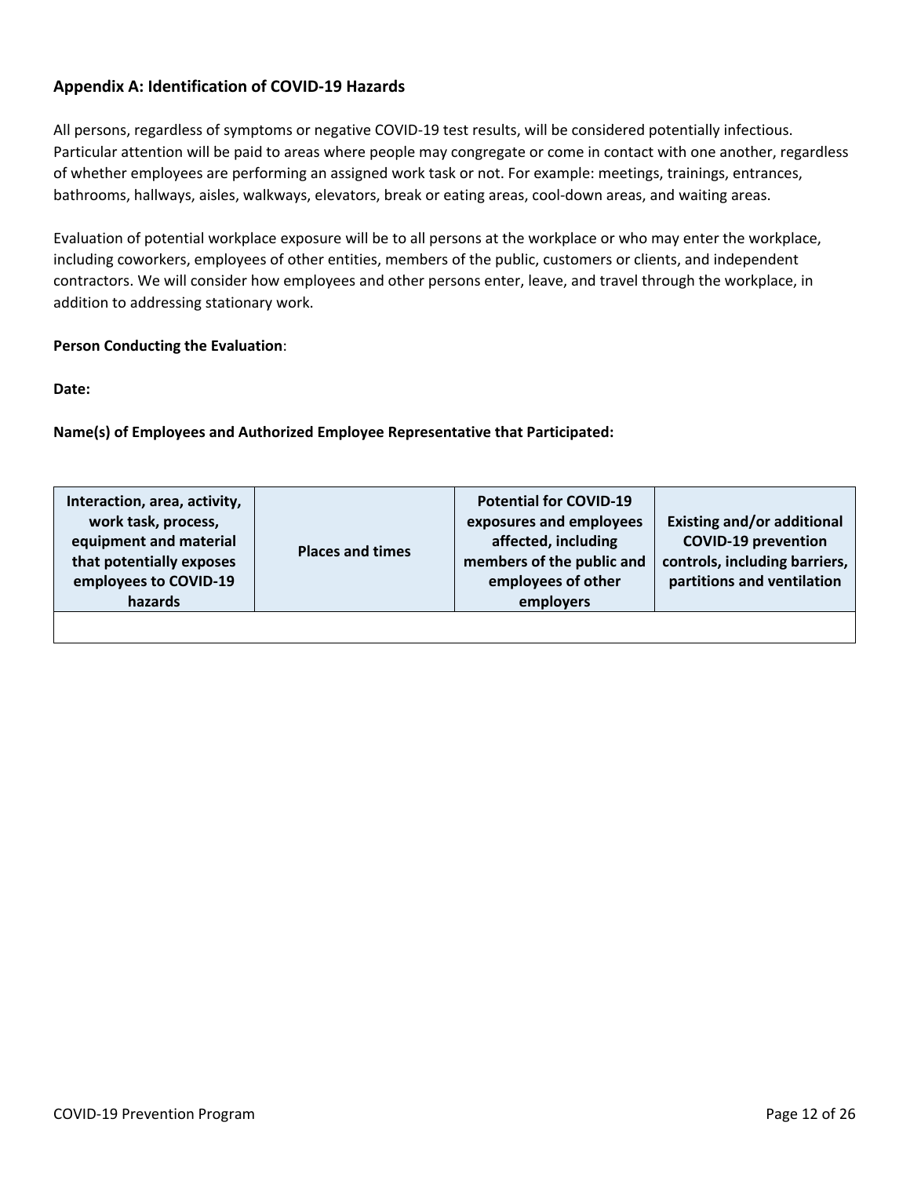## Appendix A: Identification of COVID-19 Hazards

All persons, regardless of symptoms or negative COVID-19 test results, will be considered potentially infectious. Particular attention will be paid to areas where people may congregate or come in contact with one another, regardless of whether employees are performing an assigned work task or not. For example: meetings, trainings, entrances, bathrooms, hallways, aisles, walkways, elevators, break or eating areas, cool-down areas, and waiting areas.

Evaluation of potential workplace exposure will be to all persons at the workplace or who may enter the workplace, including coworkers, employees of other entities, members of the public, customers or clients, and independent contractors. We will consider how employees and other persons enter, leave, and travel through the workplace, in addition to addressing stationary work.

**Person Conducting the Evaluation**:

**Date:**

**Name(s) of Employees and Authorized Employee Representative that Participated:**

| Interaction, area, activity, work task, process, equipment and material that potentially exposes employees to COVID-19 hazards | Places and times | Potential for COVID-19 exposures and employees affected, including members of the public and employees of other employers | Existing and/or additional COVID-19 prevention controls, including barriers, partitions and ventilation |
|---|---|---|---|
| | | | |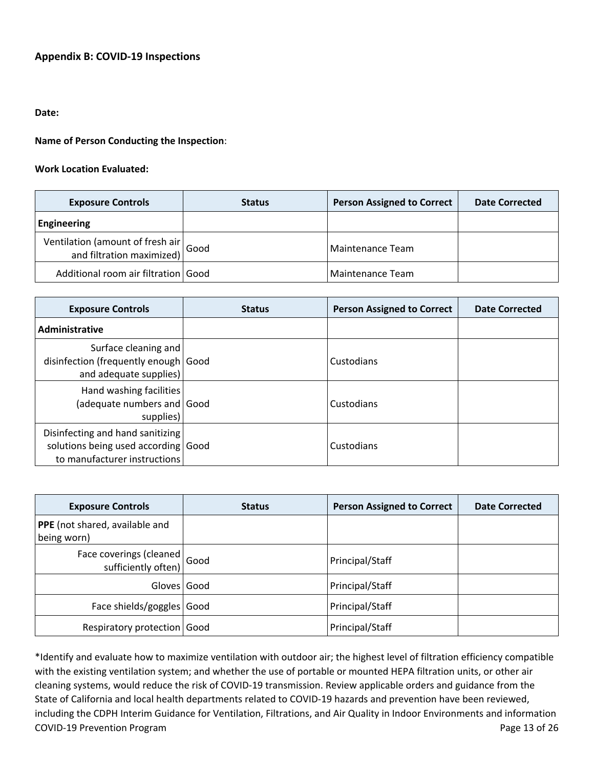**Appendix B: COVID-19 Inspections**

**Date:**

**Name of Person Conducting the Inspection**:

**Work Location Evaluated:**

| Exposure Controls | Status | Person Assigned to Correct | Date Corrected |
|---|---|---|---|
| **Engineering** | | | |
| Ventilation (amount of fresh air and filtration maximized) | Good | Maintenance Team | |
| Additional room air filtration | Good | Maintenance Team | |

| Exposure Controls | Status | Person Assigned to Correct | Date Corrected |
|---|---|---|---|
| **Administrative** | | | |
| Surface cleaning and disinfection (frequently enough and adequate supplies) | Good | Custodians | |
| Hand washing facilities (adequate numbers and supplies) | Good | Custodians | |
| Disinfecting and hand sanitizing solutions being used according to manufacturer instructions | Good | Custodians | |

| Exposure Controls | Status | Person Assigned to Correct | Date Corrected |
|---|---|---|---|
| **PPE** (not shared, available and being worn) | | | |
| Face coverings (cleaned sufficiently often) | Good | Principal/Staff | |
| Gloves | Good | Principal/Staff | |
| Face shields/goggles | Good | Principal/Staff | |
| Respiratory protection | Good | Principal/Staff | |

*Identify and evaluate how to maximize ventilation with outdoor air; the highest level of filtration efficiency compatible with the existing ventilation system; and whether the use of portable or mounted HEPA filtration units, or other air cleaning systems, would reduce the risk of COVID-19 transmission. Review applicable orders and guidance from the State of California and local health departments related to COVID-19 hazards and prevention have been reviewed, including the CDPH Interim Guidance for Ventilation, Filtrations, and Air Quality in Indoor Environments and information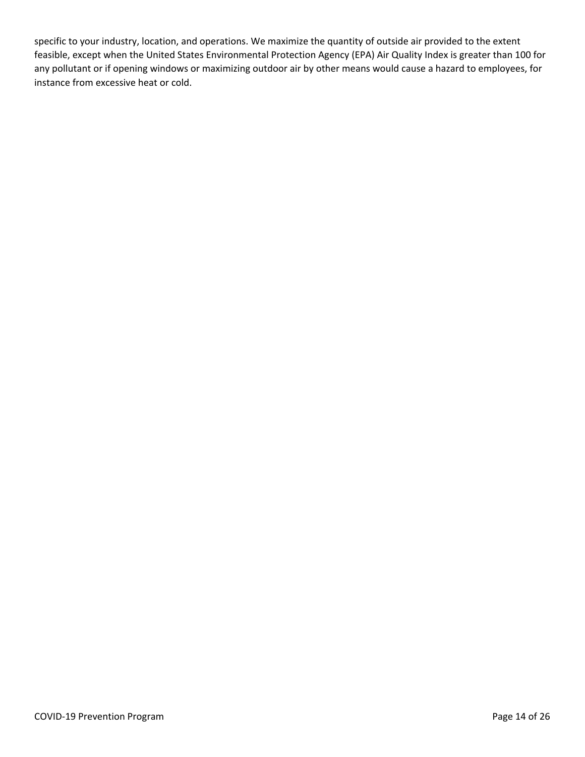specific to your industry, location, and operations. We maximize the quantity of outside air provided to the extent feasible, except when the United States Environmental Protection Agency (EPA) Air Quality Index is greater than 100 for any pollutant or if opening windows or maximizing outdoor air by other means would cause a hazard to employees, for instance from excessive heat or cold.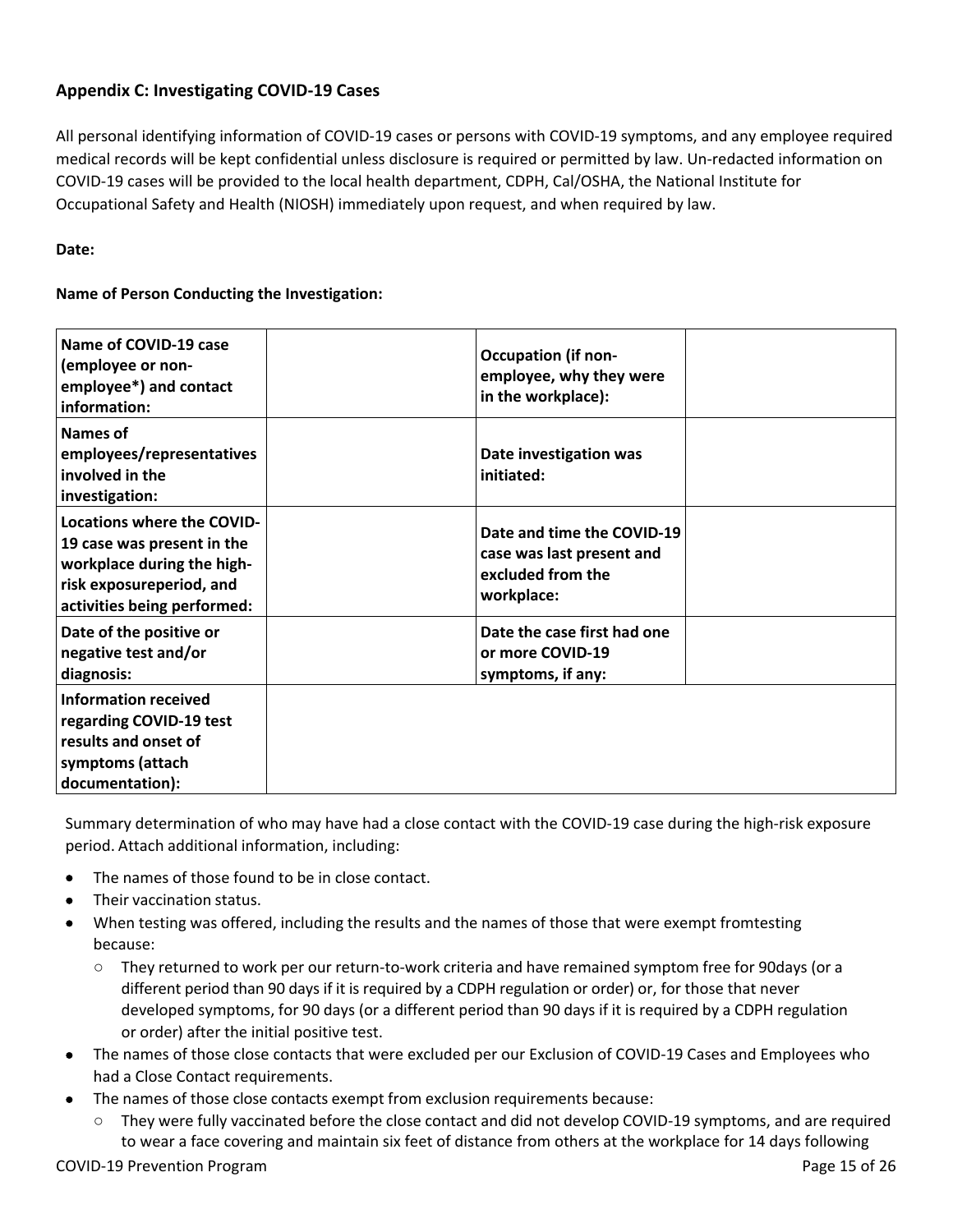## Appendix C: Investigating COVID-19 Cases

All personal identifying information of COVID-19 cases or persons with COVID-19 symptoms, and any employee required medical records will be kept confidential unless disclosure is required or permitted by law. Un-redacted information on COVID-19 cases will be provided to the local health department, CDPH, Cal/OSHA, the National Institute for Occupational Safety and Health (NIOSH) immediately upon request, and when required by law.

**Date:**

**Name of Person Conducting the Investigation:**

| **Name of COVID-19 case (employee or non-employee*) and contact information:** | | **Occupation (if non-employee, why they were in the workplace):** | |
|---|---|---|---|
| **Names of employees/representatives involved in the investigation:** | | **Date investigation was initiated:** | |
| **Locations where the COVID-19 case was present in the workplace during the high-risk exposureperiod, and activities being performed:** | | **Date and time the COVID-19 case was last present and excluded from the workplace:** | |
| **Date of the positive or negative test and/or diagnosis:** | | **Date the case first had one or more COVID-19 symptoms, if any:** | |
| **Information received regarding COVID-19 test results and onset of symptoms (attach documentation):** | | | |

Summary determination of who may have had a close contact with the COVID-19 case during the high-risk exposure period. Attach additional information, including:

- The names of those found to be in close contact.
- Their vaccination status.
- When testing was offered, including the results and the names of those that were exempt fromtesting because:
  - They returned to work per our return-to-work criteria and have remained symptom free for 90days (or a different period than 90 days if it is required by a CDPH regulation or order) or, for those that never developed symptoms, for 90 days (or a different period than 90 days if it is required by a CDPH regulation or order) after the initial positive test.
- The names of those close contacts that were excluded per our Exclusion of COVID-19 Cases and Employees who had a Close Contact requirements.
- The names of those close contacts exempt from exclusion requirements because:
  - They were fully vaccinated before the close contact and did not develop COVID-19 symptoms, and are required to wear a face covering and maintain six feet of distance from others at the workplace for 14 days following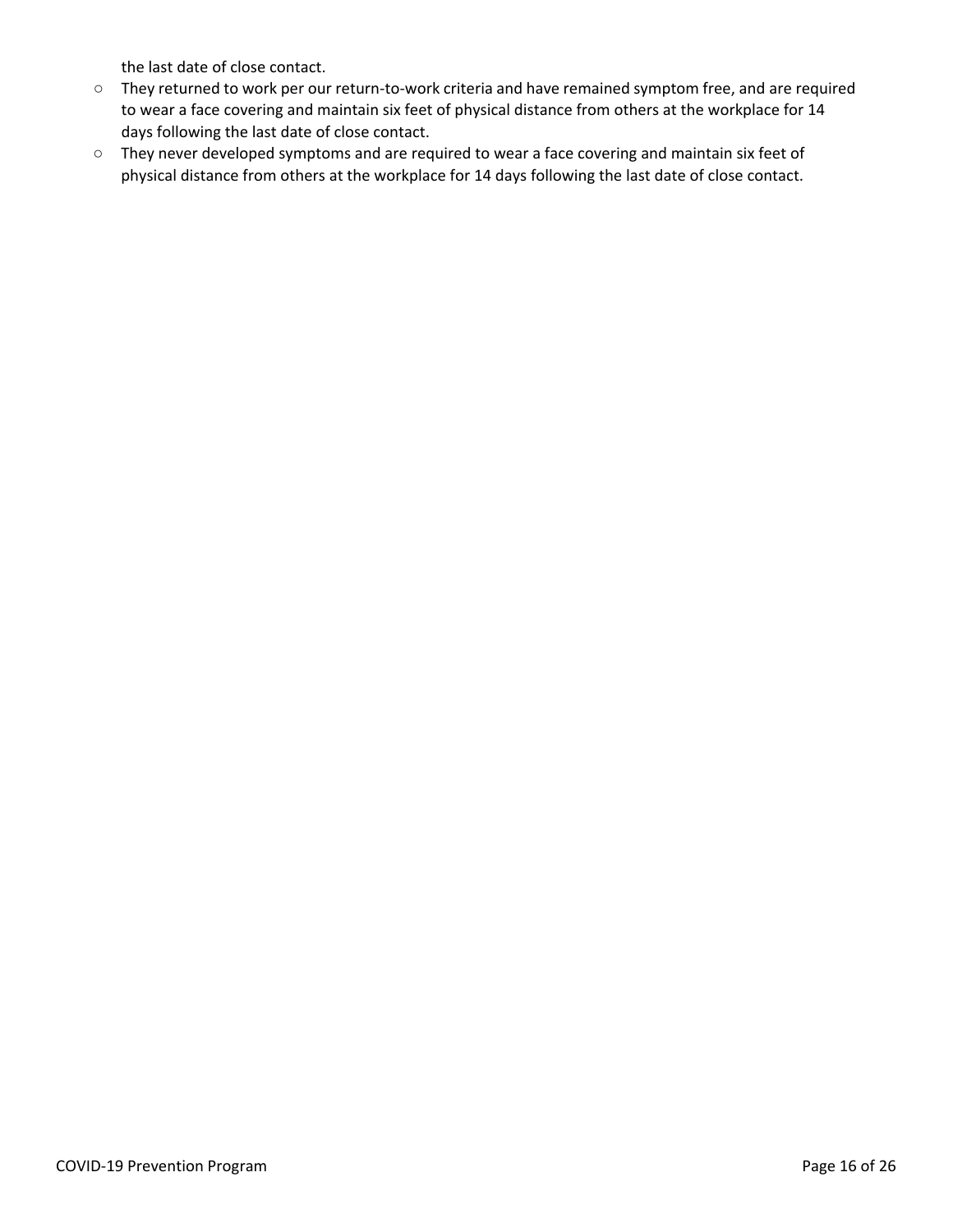the last date of close contact.

- They returned to work per our return-to-work criteria and have remained symptom free, and are required to wear a face covering and maintain six feet of physical distance from others at the workplace for 14 days following the last date of close contact.
- They never developed symptoms and are required to wear a face covering and maintain six feet of physical distance from others at the workplace for 14 days following the last date of close contact.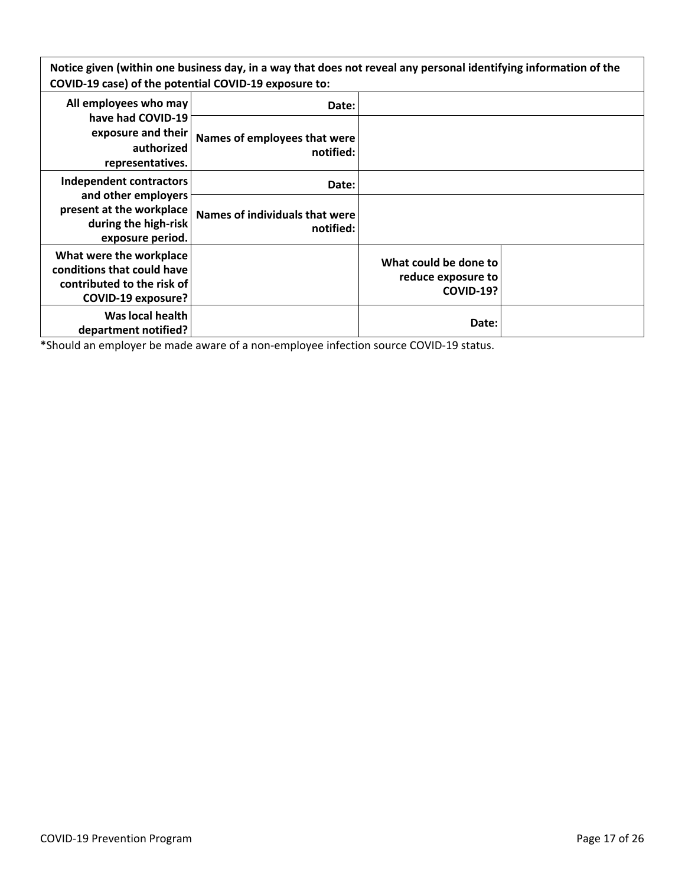| Notice given (within one business day, in a way that does not reveal any personal identifying information of the COVID-19 case) of the potential COVID-19 exposure to: | | | |
|---|---|---|---|
| All employees who may have had COVID-19 exposure and their authorized representatives. | Date: | | |
| | Names of employees that were notified: | | |
| Independent contractors and other employers present at the workplace during the high-risk exposure period. | Date: | | |
| | Names of individuals that were notified: | | |
| What were the workplace conditions that could have contributed to the risk of COVID-19 exposure? | | What could be done to reduce exposure to COVID-19? | |
| Was local health department notified? | | Date: | |

*Should an employer be made aware of a non-employee infection source COVID-19 status.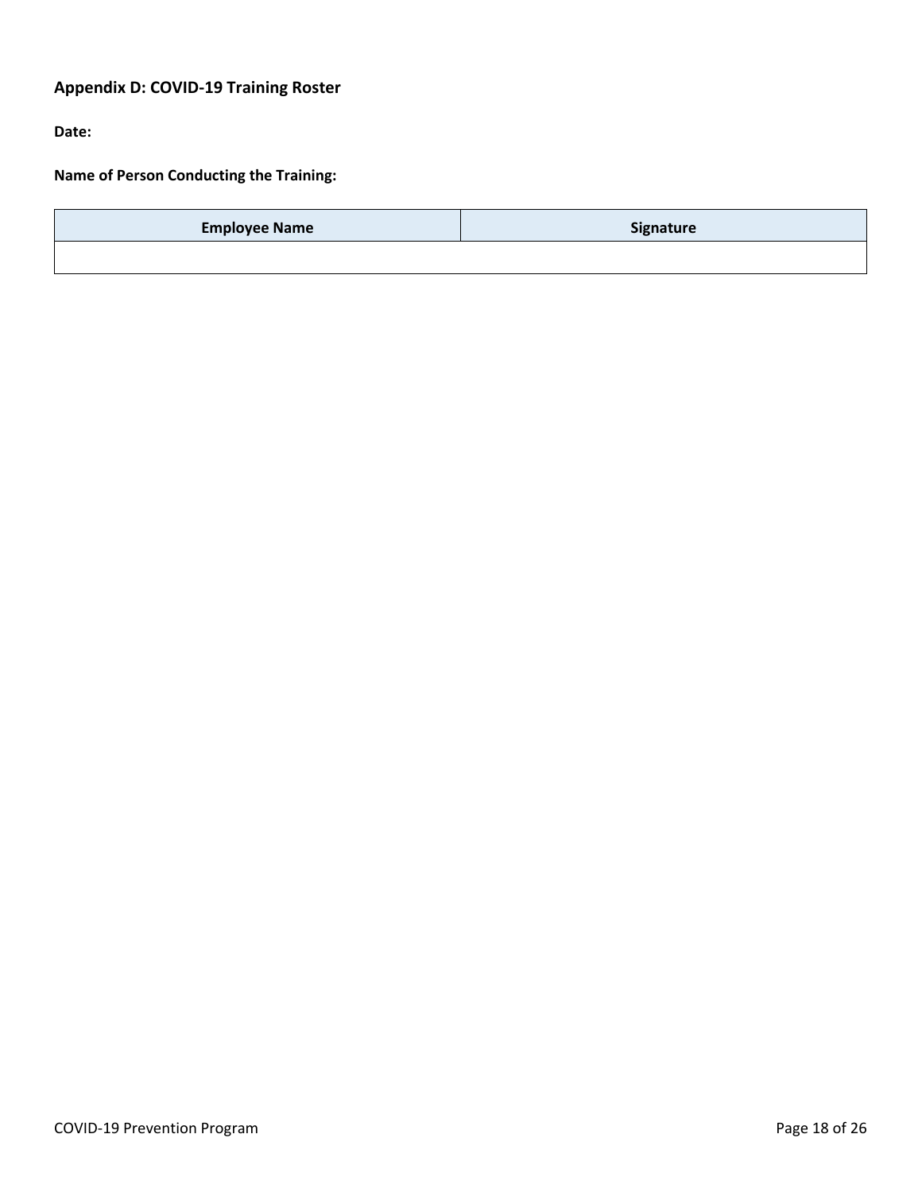### Appendix D: COVID-19 Training Roster

**Date:**

**Name of Person Conducting the Training:**

| Employee Name | Signature |
| --- | --- |
| | |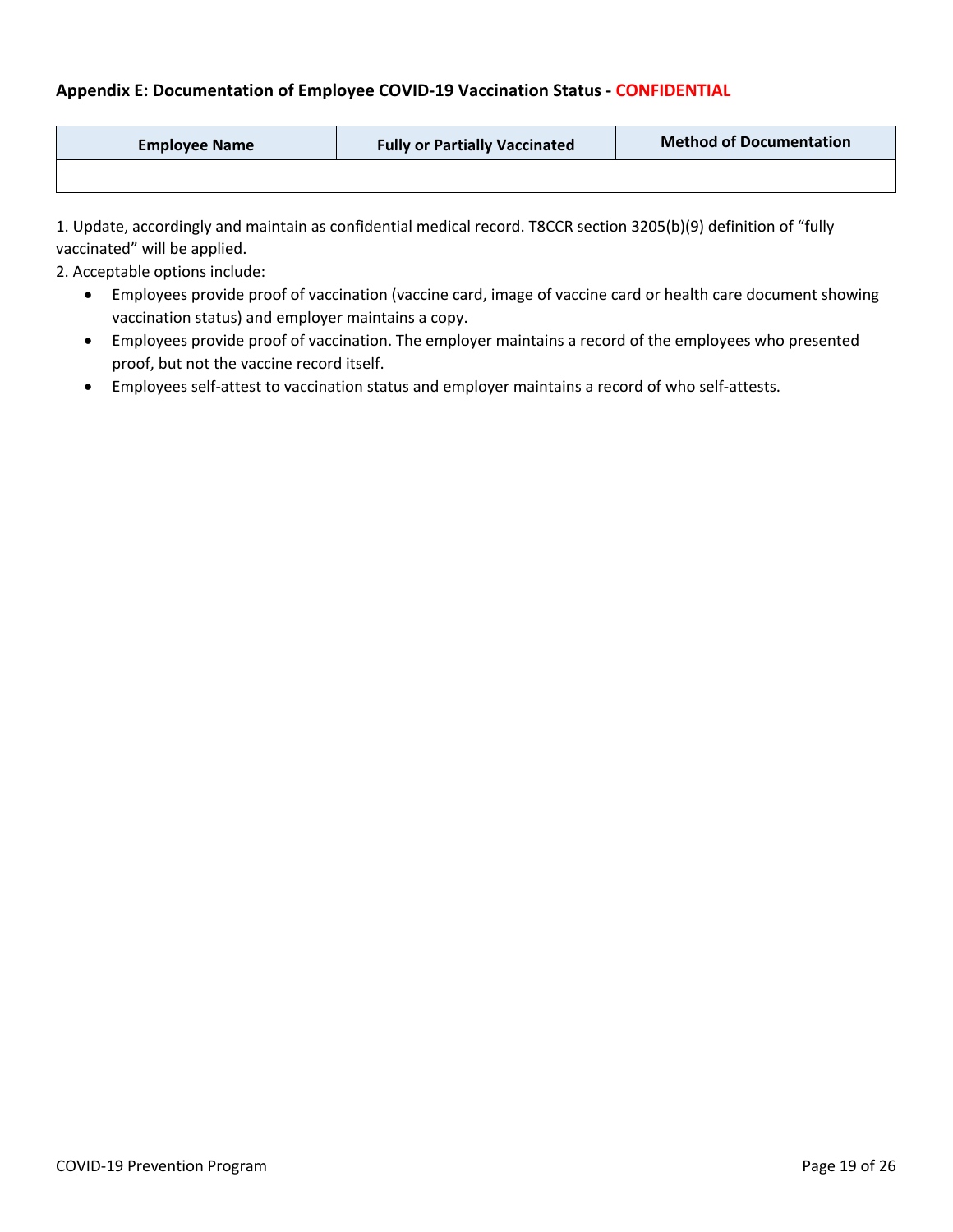### Appendix E: Documentation of Employee COVID-19 Vaccination Status - CONFIDENTIAL

| Employee Name | Fully or Partially Vaccinated | Method of Documentation |
|---|---|---|
| | | |

1. Update, accordingly and maintain as confidential medical record. T8CCR section 3205(b)(9) definition of "fully vaccinated" will be applied.
2. Acceptable options include:
   - Employees provide proof of vaccination (vaccine card, image of vaccine card or health care document showing vaccination status) and employer maintains a copy.
   - Employees provide proof of vaccination. The employer maintains a record of the employees who presented proof, but not the vaccine record itself.
   - Employees self-attest to vaccination status and employer maintains a record of who self-attests.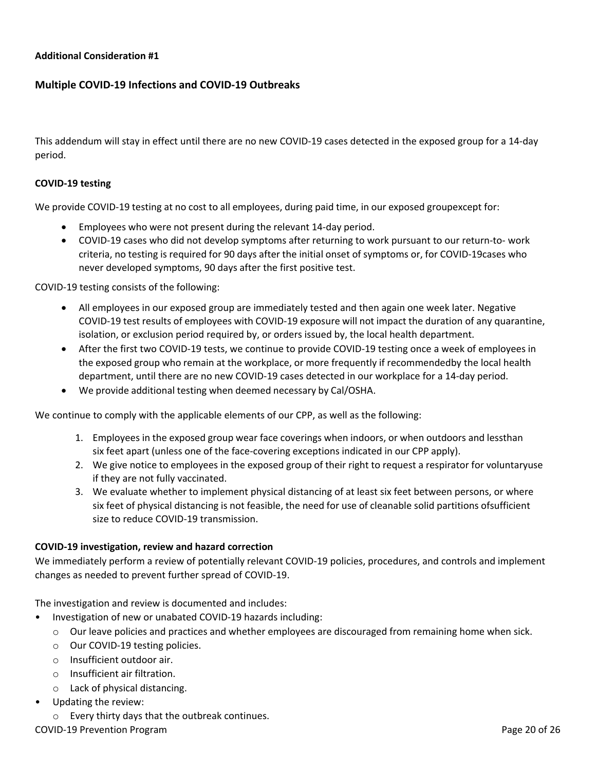**Additional Consideration #1**

## Multiple COVID-19 Infections and COVID-19 Outbreaks

This addendum will stay in effect until there are no new COVID-19 cases detected in the exposed group for a 14-day period.

**COVID-19 testing**

We provide COVID-19 testing at no cost to all employees, during paid time, in our exposed groupexcept for:

- Employees who were not present during the relevant 14-day period.
- COVID-19 cases who did not develop symptoms after returning to work pursuant to our return-to- work criteria, no testing is required for 90 days after the initial onset of symptoms or, for COVID-19cases who never developed symptoms, 90 days after the first positive test.

COVID-19 testing consists of the following:

- All employees in our exposed group are immediately tested and then again one week later. Negative COVID-19 test results of employees with COVID-19 exposure will not impact the duration of any quarantine, isolation, or exclusion period required by, or orders issued by, the local health department.
- After the first two COVID-19 tests, we continue to provide COVID-19 testing once a week of employees in the exposed group who remain at the workplace, or more frequently if recommendedby the local health department, until there are no new COVID-19 cases detected in our workplace for a 14-day period.
- We provide additional testing when deemed necessary by Cal/OSHA.

We continue to comply with the applicable elements of our CPP, as well as the following:

1. Employees in the exposed group wear face coverings when indoors, or when outdoors and lessthan six feet apart (unless one of the face-covering exceptions indicated in our CPP apply).
2. We give notice to employees in the exposed group of their right to request a respirator for voluntaryuse if they are not fully vaccinated.
3. We evaluate whether to implement physical distancing of at least six feet between persons, or where six feet of physical distancing is not feasible, the need for use of cleanable solid partitions ofsufficient size to reduce COVID-19 transmission.

**COVID-19 investigation, review and hazard correction**

We immediately perform a review of potentially relevant COVID-19 policies, procedures, and controls and implement changes as needed to prevent further spread of COVID-19.

The investigation and review is documented and includes:

- Investigation of new or unabated COVID-19 hazards including:
  - Our leave policies and practices and whether employees are discouraged from remaining home when sick.
  - Our COVID-19 testing policies.
  - Insufficient outdoor air.
  - Insufficient air filtration.
  - Lack of physical distancing.
- Updating the review:
  - Every thirty days that the outbreak continues.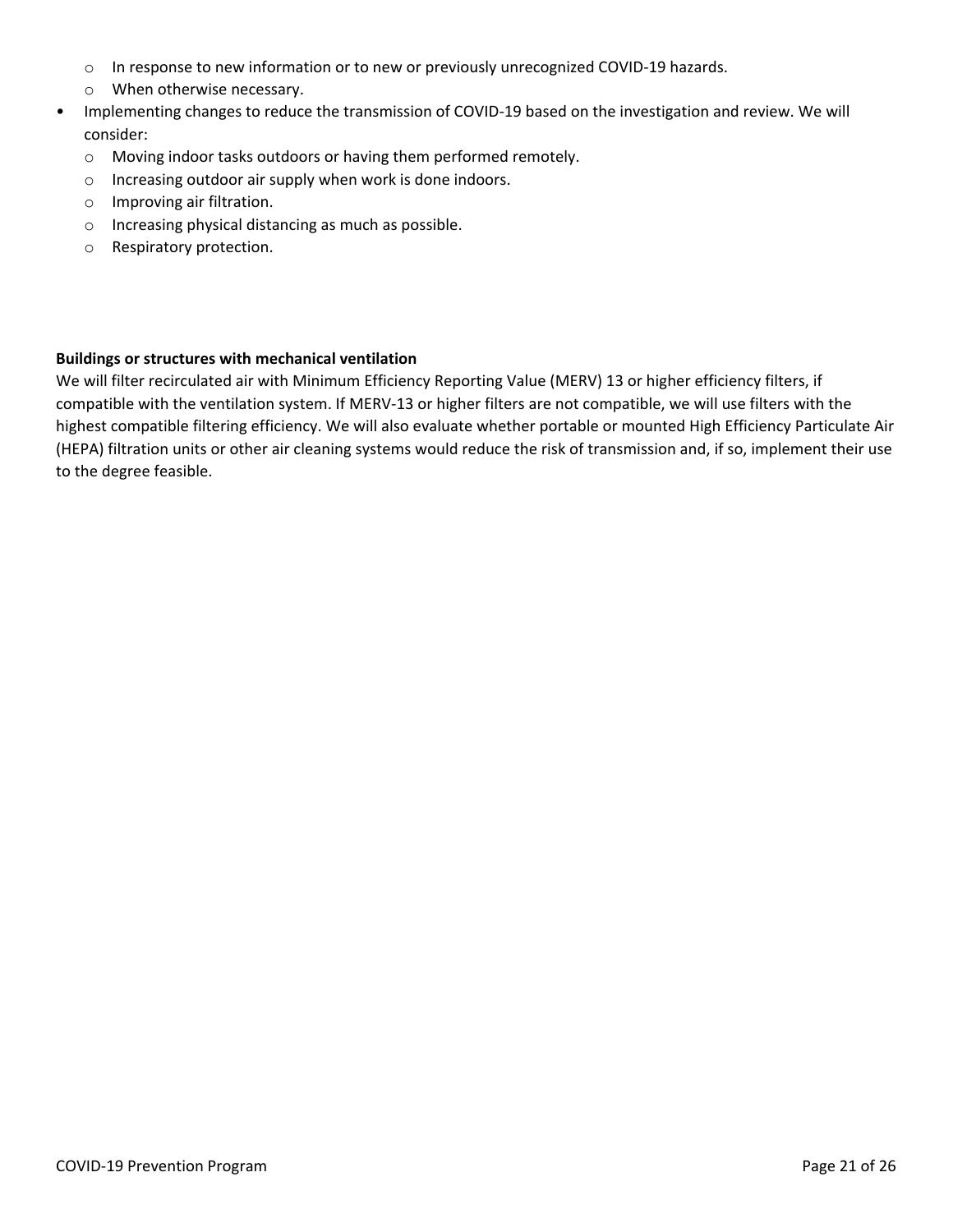- In response to new information or to new or previously unrecognized COVID-19 hazards.
  - When otherwise necessary.
- Implementing changes to reduce the transmission of COVID-19 based on the investigation and review. We will consider:
  - Moving indoor tasks outdoors or having them performed remotely.
  - Increasing outdoor air supply when work is done indoors.
  - Improving air filtration.
  - Increasing physical distancing as much as possible.
  - Respiratory protection.

**Buildings or structures with mechanical ventilation**

We will filter recirculated air with Minimum Efficiency Reporting Value (MERV) 13 or higher efficiency filters, if compatible with the ventilation system. If MERV-13 or higher filters are not compatible, we will use filters with the highest compatible filtering efficiency. We will also evaluate whether portable or mounted High Efficiency Particulate Air (HEPA) filtration units or other air cleaning systems would reduce the risk of transmission and, if so, implement their use to the degree feasible.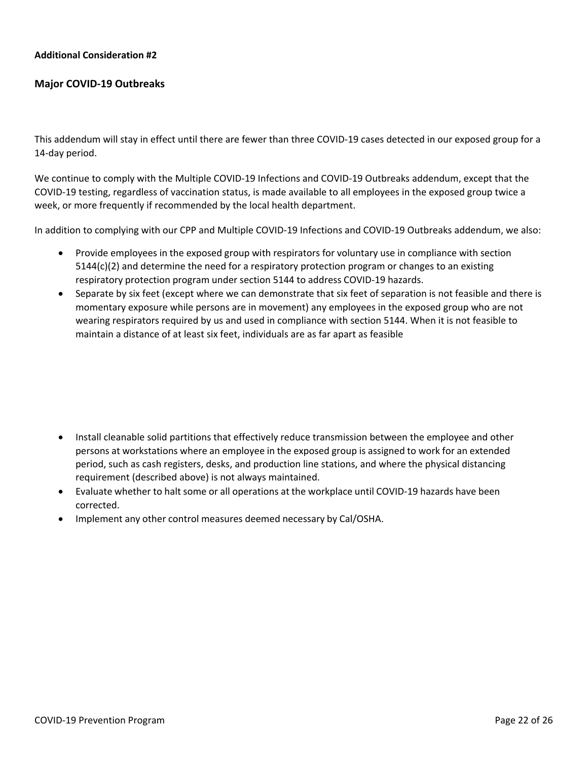**Additional Consideration #2**

## Major COVID-19 Outbreaks

This addendum will stay in effect until there are fewer than three COVID-19 cases detected in our exposed group for a 14-day period.

We continue to comply with the Multiple COVID-19 Infections and COVID-19 Outbreaks addendum, except that the COVID-19 testing, regardless of vaccination status, is made available to all employees in the exposed group twice a week, or more frequently if recommended by the local health department.

In addition to complying with our CPP and Multiple COVID-19 Infections and COVID-19 Outbreaks addendum, we also:

- Provide employees in the exposed group with respirators for voluntary use in compliance with section 5144(c)(2) and determine the need for a respiratory protection program or changes to an existing respiratory protection program under section 5144 to address COVID-19 hazards.
- Separate by six feet (except where we can demonstrate that six feet of separation is not feasible and there is momentary exposure while persons are in movement) any employees in the exposed group who are not wearing respirators required by us and used in compliance with section 5144. When it is not feasible to maintain a distance of at least six feet, individuals are as far apart as feasible
- Install cleanable solid partitions that effectively reduce transmission between the employee and other persons at workstations where an employee in the exposed group is assigned to work for an extended period, such as cash registers, desks, and production line stations, and where the physical distancing requirement (described above) is not always maintained.
- Evaluate whether to halt some or all operations at the workplace until COVID-19 hazards have been corrected.
- Implement any other control measures deemed necessary by Cal/OSHA.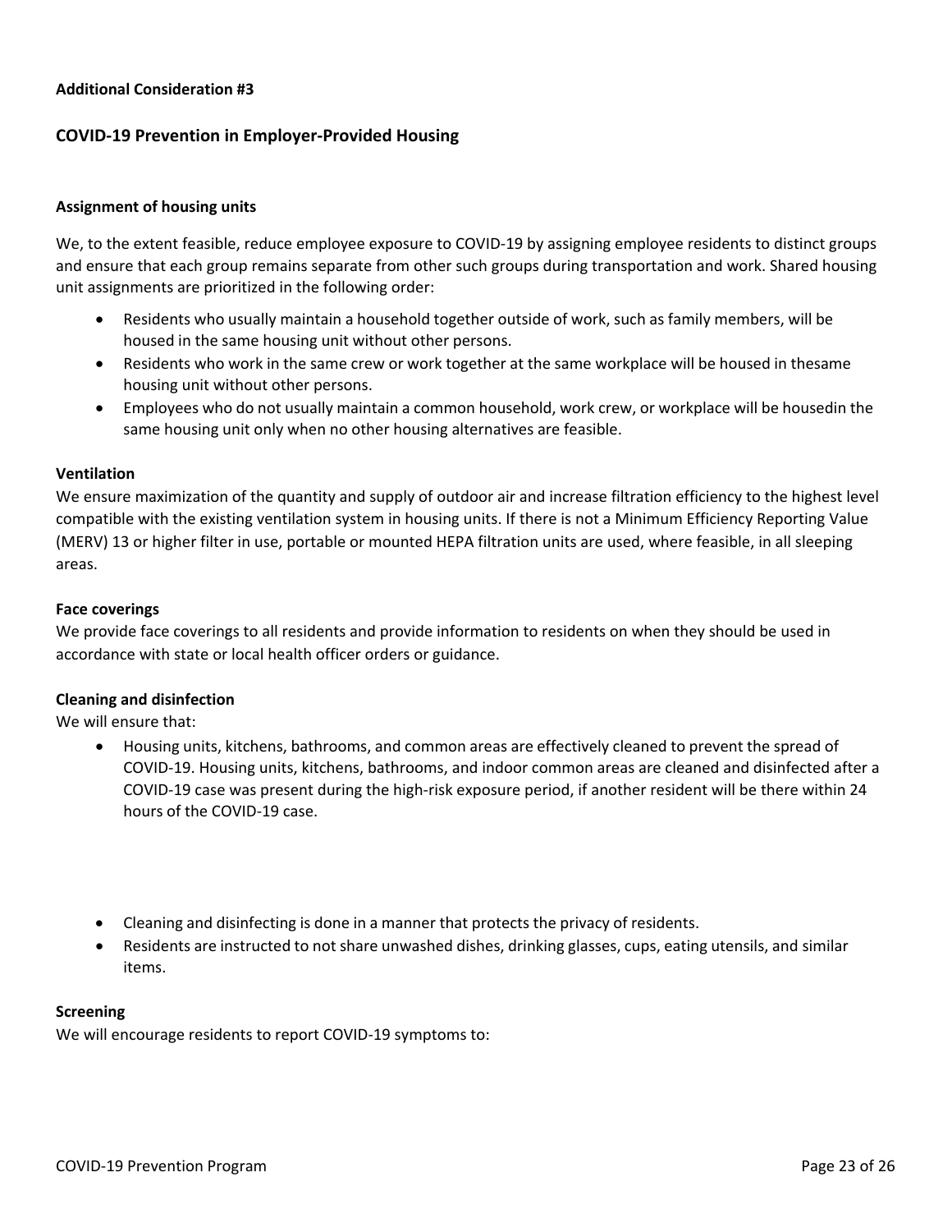**Additional Consideration #3**

## COVID-19 Prevention in Employer-Provided Housing

### Assignment of housing units

We, to the extent feasible, reduce employee exposure to COVID-19 by assigning employee residents to distinct groups and ensure that each group remains separate from other such groups during transportation and work. Shared housing unit assignments are prioritized in the following order:

- Residents who usually maintain a household together outside of work, such as family members, will be housed in the same housing unit without other persons.
- Residents who work in the same crew or work together at the same workplace will be housed in thesame housing unit without other persons.
- Employees who do not usually maintain a common household, work crew, or workplace will be housedin the same housing unit only when no other housing alternatives are feasible.

### Ventilation

We ensure maximization of the quantity and supply of outdoor air and increase filtration efficiency to the highest level compatible with the existing ventilation system in housing units. If there is not a Minimum Efficiency Reporting Value (MERV) 13 or higher filter in use, portable or mounted HEPA filtration units are used, where feasible, in all sleeping areas.

### Face coverings

We provide face coverings to all residents and provide information to residents on when they should be used in accordance with state or local health officer orders or guidance.

### Cleaning and disinfection

We will ensure that:

- Housing units, kitchens, bathrooms, and common areas are effectively cleaned to prevent the spread of COVID-19. Housing units, kitchens, bathrooms, and indoor common areas are cleaned and disinfected after a COVID-19 case was present during the high-risk exposure period, if another resident will be there within 24 hours of the COVID-19 case.
- Cleaning and disinfecting is done in a manner that protects the privacy of residents.
- Residents are instructed to not share unwashed dishes, drinking glasses, cups, eating utensils, and similar items.

### Screening

We will encourage residents to report COVID-19 symptoms to: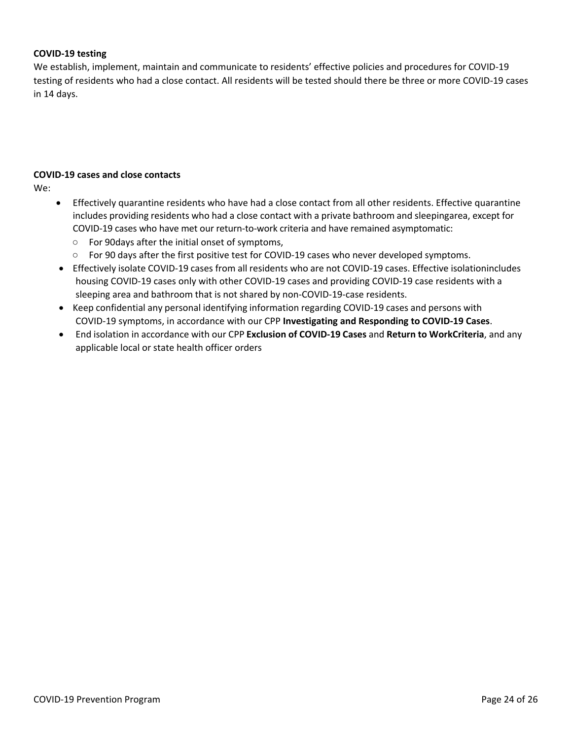**COVID-19 testing**

We establish, implement, maintain and communicate to residents' effective policies and procedures for COVID-19 testing of residents who had a close contact. All residents will be tested should there be three or more COVID-19 cases in 14 days.

**COVID-19 cases and close contacts**

We:

- Effectively quarantine residents who have had a close contact from all other residents. Effective quarantine includes providing residents who had a close contact with a private bathroom and sleepingarea, except for COVID-19 cases who have met our return-to-work criteria and have remained asymptomatic:
  - For 90days after the initial onset of symptoms,
  - For 90 days after the first positive test for COVID-19 cases who never developed symptoms.
- Effectively isolate COVID-19 cases from all residents who are not COVID-19 cases. Effective isolationincludes housing COVID-19 cases only with other COVID-19 cases and providing COVID-19 case residents with a sleeping area and bathroom that is not shared by non-COVID-19-case residents.
- Keep confidential any personal identifying information regarding COVID-19 cases and persons with COVID-19 symptoms, in accordance with our CPP **Investigating and Responding to COVID-19 Cases**.
- End isolation in accordance with our CPP **Exclusion of COVID-19 Cases** and **Return to WorkCriteria**, and any applicable local or state health officer orders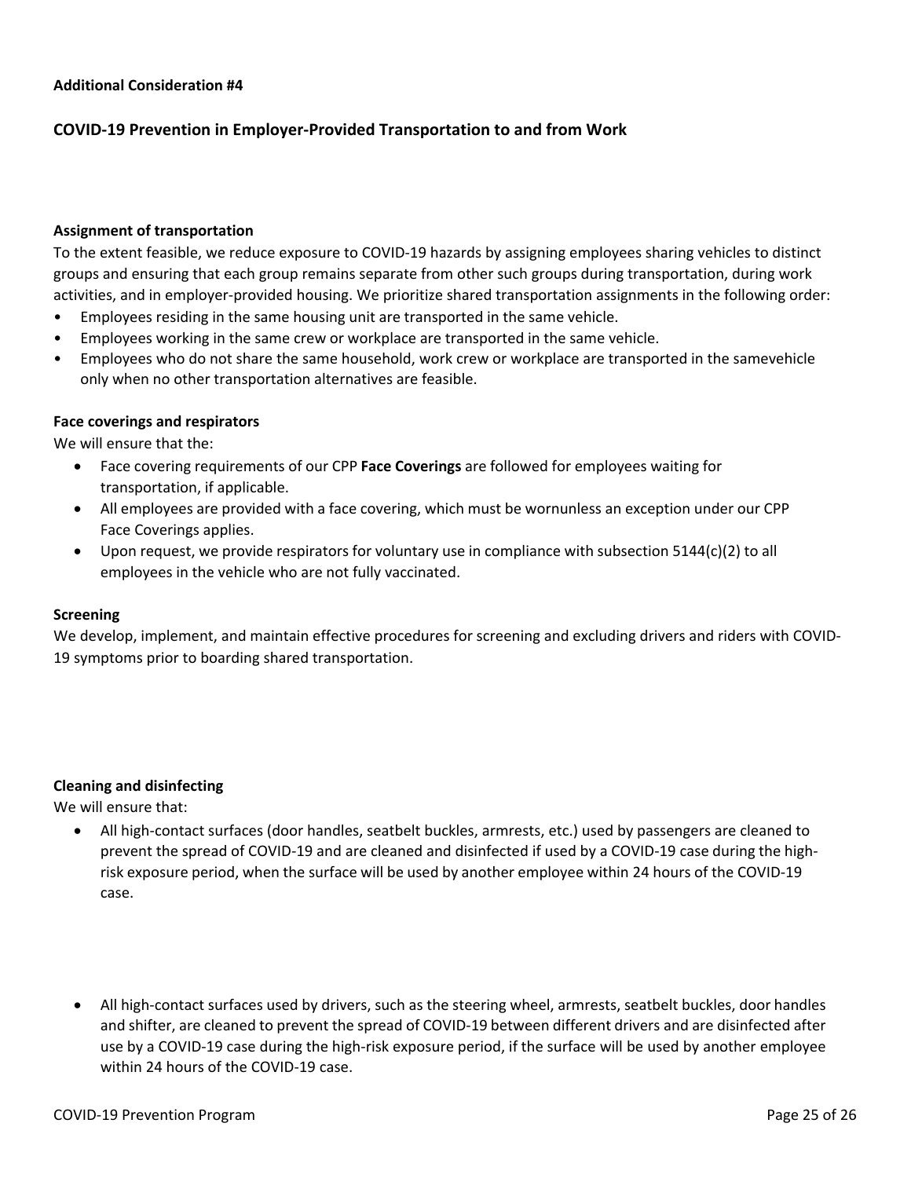**Additional Consideration #4**

## COVID-19 Prevention in Employer-Provided Transportation to and from Work

**Assignment of transportation**

To the extent feasible, we reduce exposure to COVID-19 hazards by assigning employees sharing vehicles to distinct groups and ensuring that each group remains separate from other such groups during transportation, during work activities, and in employer-provided housing. We prioritize shared transportation assignments in the following order:

- Employees residing in the same housing unit are transported in the same vehicle.
- Employees working in the same crew or workplace are transported in the same vehicle.
- Employees who do not share the same household, work crew or workplace are transported in the samevehicle only when no other transportation alternatives are feasible.

**Face coverings and respirators**

We will ensure that the:

- Face covering requirements of our CPP **Face Coverings** are followed for employees waiting for transportation, if applicable.
- All employees are provided with a face covering, which must be wornunless an exception under our CPP Face Coverings applies.
- Upon request, we provide respirators for voluntary use in compliance with subsection 5144(c)(2) to all employees in the vehicle who are not fully vaccinated.

**Screening**

We develop, implement, and maintain effective procedures for screening and excluding drivers and riders with COVID-19 symptoms prior to boarding shared transportation.

**Cleaning and disinfecting**

We will ensure that:

- All high-contact surfaces (door handles, seatbelt buckles, armrests, etc.) used by passengers are cleaned to prevent the spread of COVID-19 and are cleaned and disinfected if used by a COVID-19 case during the high-risk exposure period, when the surface will be used by another employee within 24 hours of the COVID-19 case.

- All high-contact surfaces used by drivers, such as the steering wheel, armrests, seatbelt buckles, door handles and shifter, are cleaned to prevent the spread of COVID-19 between different drivers and are disinfected after use by a COVID-19 case during the high-risk exposure period, if the surface will be used by another employee within 24 hours of the COVID-19 case.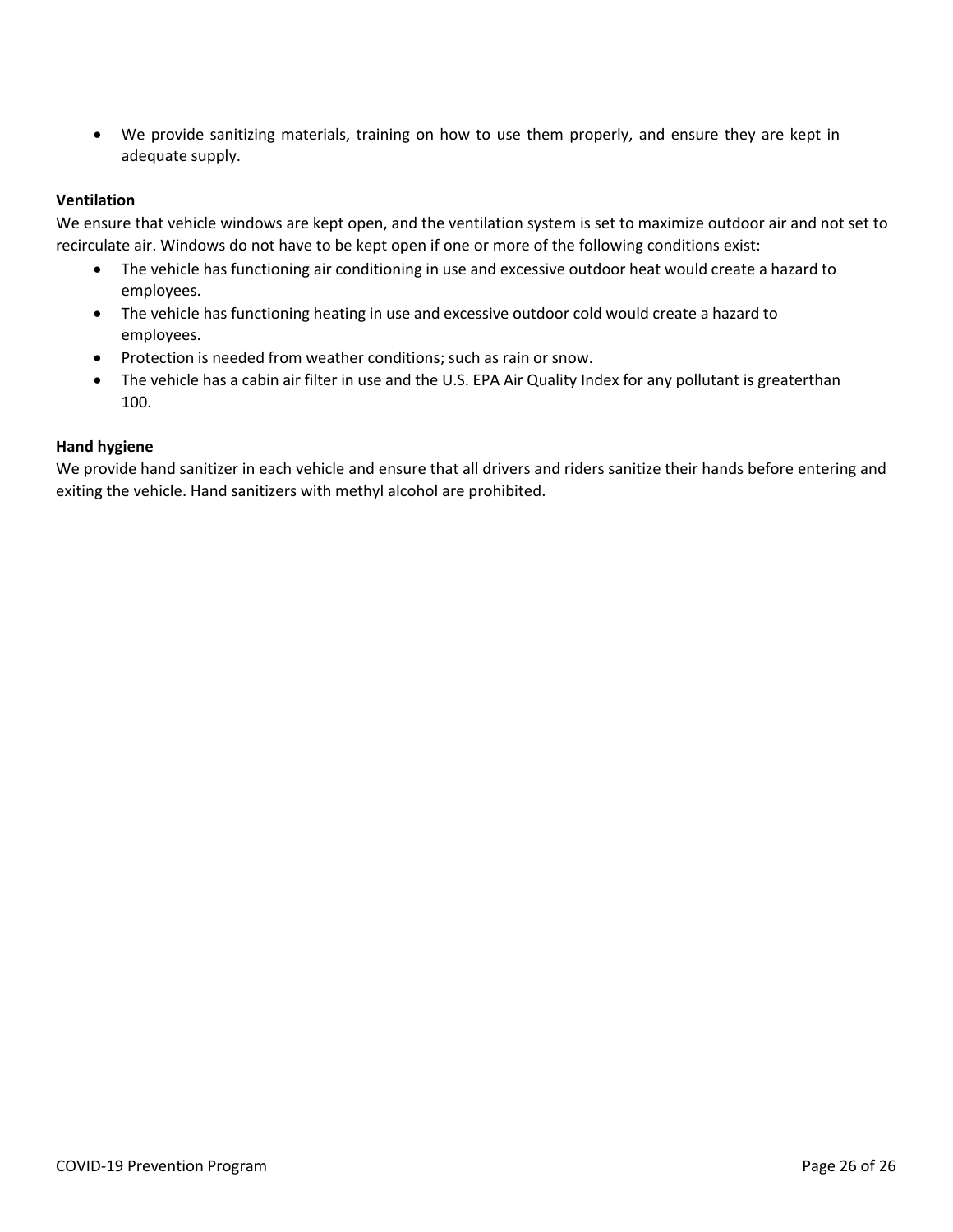- We provide sanitizing materials, training on how to use them properly, and ensure they are kept in adequate supply.

**Ventilation**

We ensure that vehicle windows are kept open, and the ventilation system is set to maximize outdoor air and not set to recirculate air. Windows do not have to be kept open if one or more of the following conditions exist:

- The vehicle has functioning air conditioning in use and excessive outdoor heat would create a hazard to employees.
- The vehicle has functioning heating in use and excessive outdoor cold would create a hazard to employees.
- Protection is needed from weather conditions; such as rain or snow.
- The vehicle has a cabin air filter in use and the U.S. EPA Air Quality Index for any pollutant is greaterthan 100.

**Hand hygiene**

We provide hand sanitizer in each vehicle and ensure that all drivers and riders sanitize their hands before entering and exiting the vehicle. Hand sanitizers with methyl alcohol are prohibited.